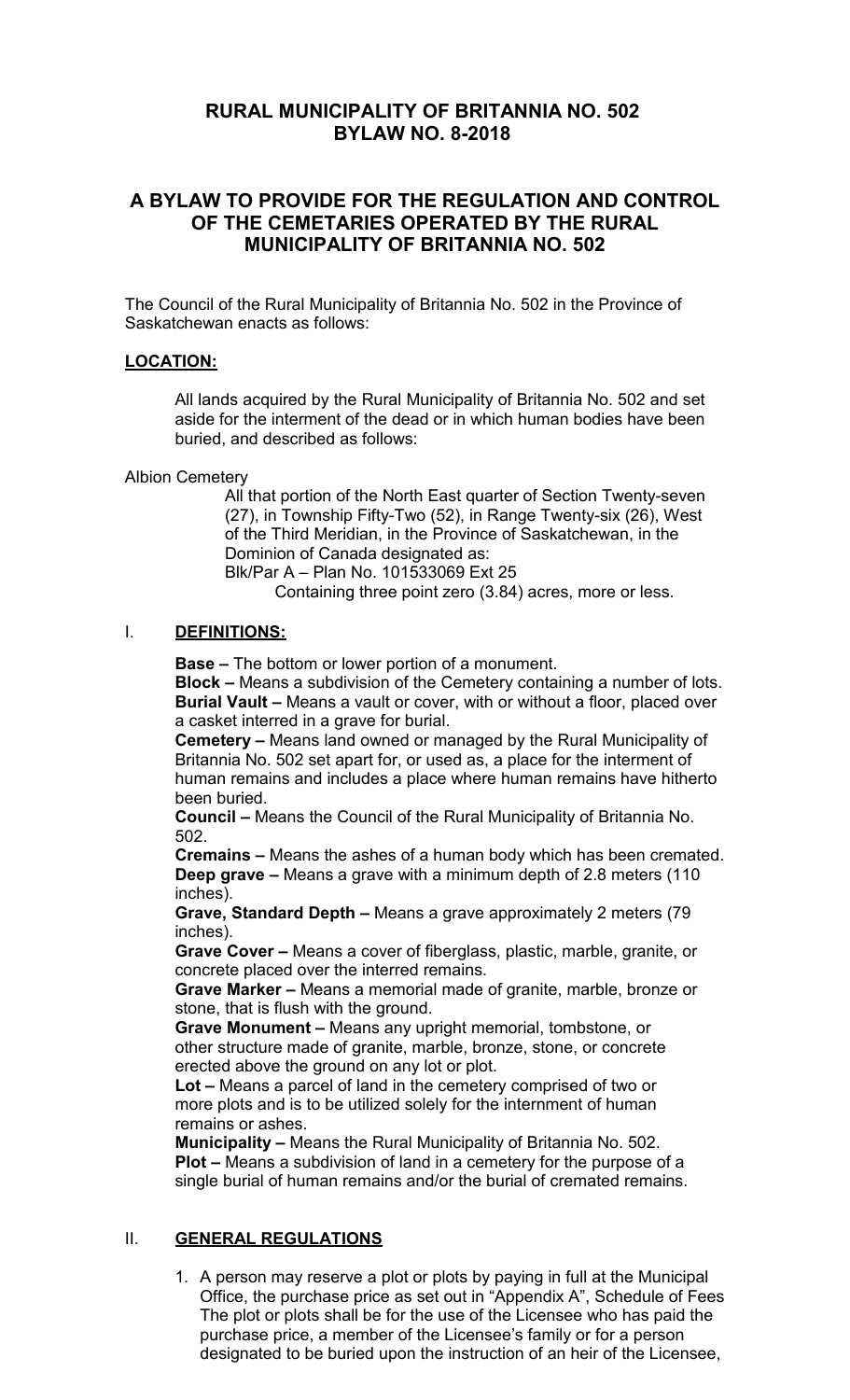# RURAL MUNICIPALITY OF BRITANNIA NO. 502
# BYLAW NO. 8-2018

## A BYLAW TO PROVIDE FOR THE REGULATION AND CONTROL OF THE CEMETARIES OPERATED BY THE RURAL MUNICIPALITY OF BRITANNIA NO. 502

The Council of the Rural Municipality of Britannia No. 502 in the Province of Saskatchewan enacts as follows:

### LOCATION:

All lands acquired by the Rural Municipality of Britannia No. 502 and set aside for the interment of the dead or in which human bodies have been buried, and described as follows:

Albion Cemetery

All that portion of the North East quarter of Section Twenty-seven (27), in Township Fifty-Two (52), in Range Twenty-six (26), West of the Third Meridian, in the Province of Saskatchewan, in the Dominion of Canada designated as:
Blk/Par A – Plan No. 101533069 Ext 25
Containing three point zero (3.84) acres, more or less.

### I. DEFINITIONS:

**Base –** The bottom or lower portion of a monument.
**Block –** Means a subdivision of the Cemetery containing a number of lots.
**Burial Vault –** Means a vault or cover, with or without a floor, placed over a casket interred in a grave for burial.
**Cemetery –** Means land owned or managed by the Rural Municipality of Britannia No. 502 set apart for, or used as, a place for the interment of human remains and includes a place where human remains have hitherto been buried.
**Council –** Means the Council of the Rural Municipality of Britannia No. 502.
**Cremains –** Means the ashes of a human body which has been cremated.
**Deep grave –** Means a grave with a minimum depth of 2.8 meters (110 inches).
**Grave, Standard Depth –** Means a grave approximately 2 meters (79 inches).
**Grave Cover –** Means a cover of fiberglass, plastic, marble, granite, or concrete placed over the interred remains.
**Grave Marker –** Means a memorial made of granite, marble, bronze or stone, that is flush with the ground.
**Grave Monument –** Means any upright memorial, tombstone, or other structure made of granite, marble, bronze, stone, or concrete erected above the ground on any lot or plot.
**Lot –** Means a parcel of land in the cemetery comprised of two or more plots and is to be utilized solely for the internment of human remains or ashes.
**Municipality –** Means the Rural Municipality of Britannia No. 502.
**Plot –** Means a subdivision of land in a cemetery for the purpose of a single burial of human remains and/or the burial of cremated remains.

### II. GENERAL REGULATIONS

1. A person may reserve a plot or plots by paying in full at the Municipal Office, the purchase price as set out in "Appendix A", Schedule of Fees The plot or plots shall be for the use of the Licensee who has paid the purchase price, a member of the Licensee's family or for a person designated to be buried upon the instruction of an heir of the Licensee,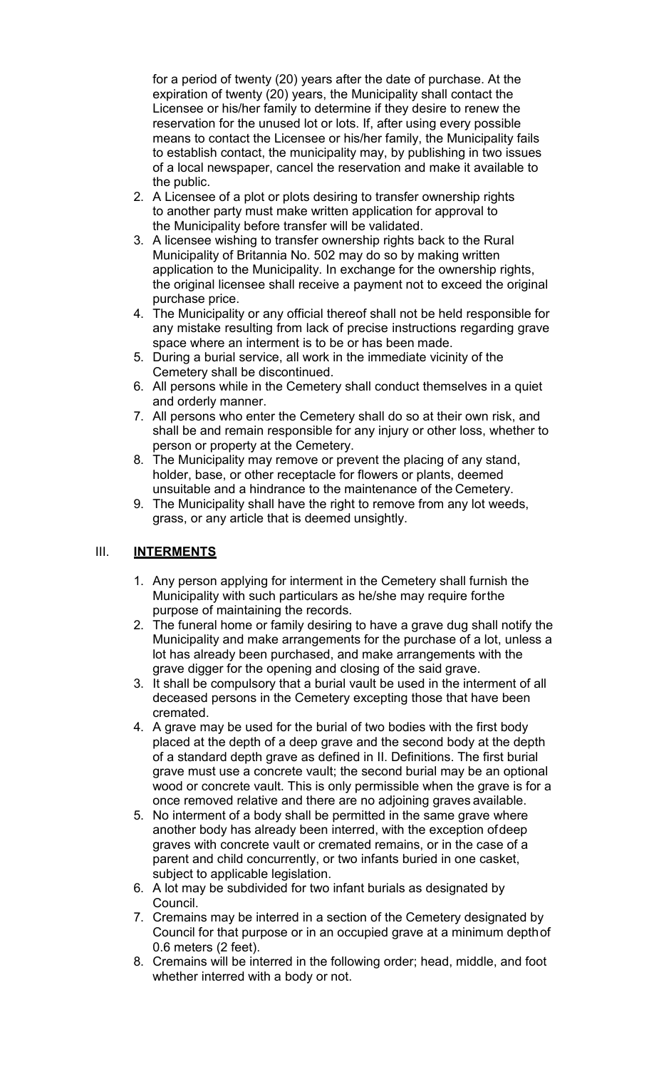for a period of twenty (20) years after the date of purchase. At the expiration of twenty (20) years, the Municipality shall contact the Licensee or his/her family to determine if they desire to renew the reservation for the unused lot or lots. If, after using every possible means to contact the Licensee or his/her family, the Municipality fails to establish contact, the municipality may, by publishing in two issues of a local newspaper, cancel the reservation and make it available to the public.

2. A Licensee of a plot or plots desiring to transfer ownership rights to another party must make written application for approval to the Municipality before transfer will be validated.
3. A licensee wishing to transfer ownership rights back to the Rural Municipality of Britannia No. 502 may do so by making written application to the Municipality. In exchange for the ownership rights, the original licensee shall receive a payment not to exceed the original purchase price.
4. The Municipality or any official thereof shall not be held responsible for any mistake resulting from lack of precise instructions regarding grave space where an interment is to be or has been made.
5. During a burial service, all work in the immediate vicinity of the Cemetery shall be discontinued.
6. All persons while in the Cemetery shall conduct themselves in a quiet and orderly manner.
7. All persons who enter the Cemetery shall do so at their own risk, and shall be and remain responsible for any injury or other loss, whether to person or property at the Cemetery.
8. The Municipality may remove or prevent the placing of any stand, holder, base, or other receptacle for flowers or plants, deemed unsuitable and a hindrance to the maintenance of the Cemetery.
9. The Municipality shall have the right to remove from any lot weeds, grass, or any article that is deemed unsightly.

## III. INTERMENTS

1. Any person applying for interment in the Cemetery shall furnish the Municipality with such particulars as he/she may require for the purpose of maintaining the records.
2. The funeral home or family desiring to have a grave dug shall notify the Municipality and make arrangements for the purchase of a lot, unless a lot has already been purchased, and make arrangements with the grave digger for the opening and closing of the said grave.
3. It shall be compulsory that a burial vault be used in the interment of all deceased persons in the Cemetery excepting those that have been cremated.
4. A grave may be used for the burial of two bodies with the first body placed at the depth of a deep grave and the second body at the depth of a standard depth grave as defined in II. Definitions. The first burial grave must use a concrete vault; the second burial may be an optional wood or concrete vault. This is only permissible when the grave is for a once removed relative and there are no adjoining graves available.
5. No interment of a body shall be permitted in the same grave where another body has already been interred, with the exception of deep graves with concrete vault or cremated remains, or in the case of a parent and child concurrently, or two infants buried in one casket, subject to applicable legislation.
6. A lot may be subdivided for two infant burials as designated by Council.
7. Cremains may be interred in a section of the Cemetery designated by Council for that purpose or in an occupied grave at a minimum depth of 0.6 meters (2 feet).
8. Cremains will be interred in the following order; head, middle, and foot whether interred with a body or not.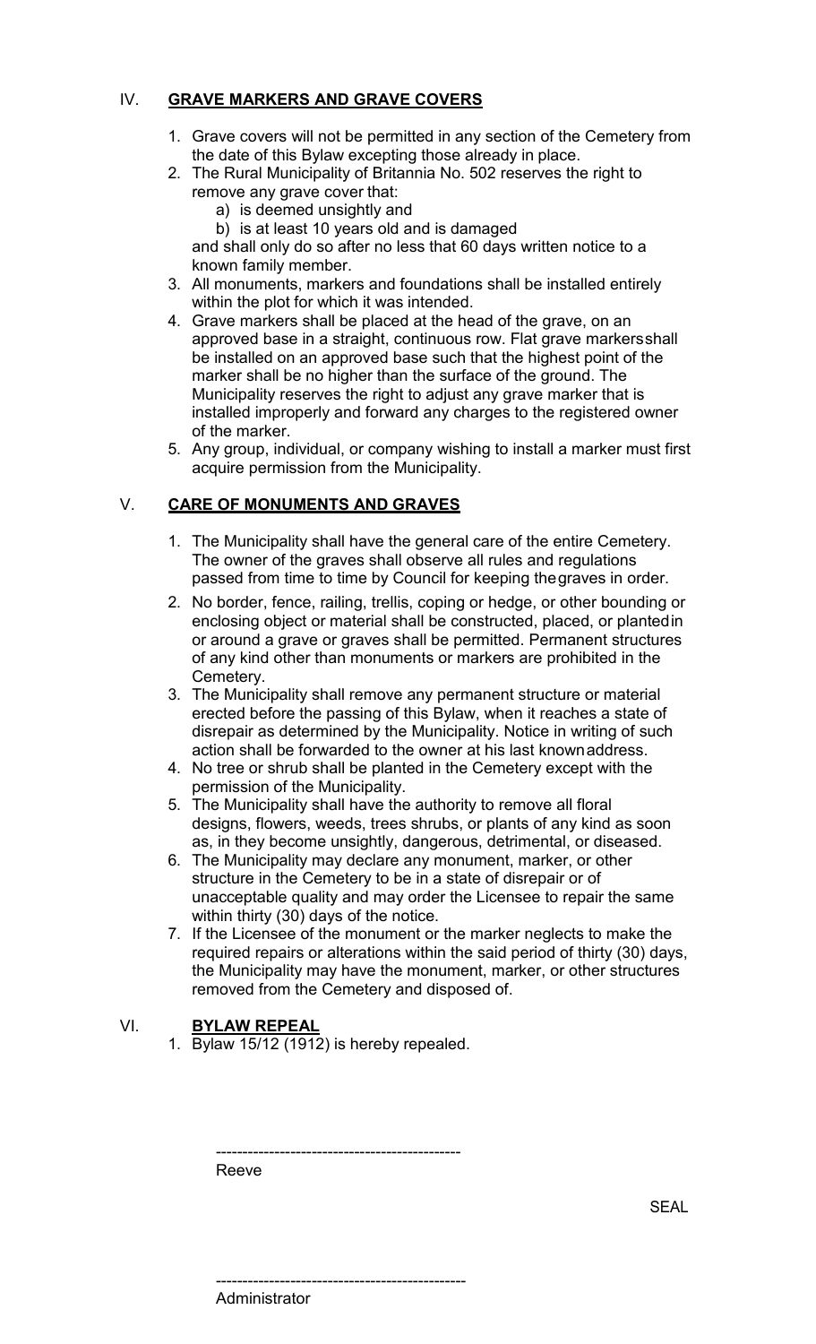## IV. GRAVE MARKERS AND GRAVE COVERS

1. Grave covers will not be permitted in any section of the Cemetery from the date of this Bylaw excepting those already in place.
2. The Rural Municipality of Britannia No. 502 reserves the right to remove any grave cover that:
   a) is deemed unsightly and
   b) is at least 10 years old and is damaged

   and shall only do so after no less that 60 days written notice to a known family member.
3. All monuments, markers and foundations shall be installed entirely within the plot for which it was intended.
4. Grave markers shall be placed at the head of the grave, on an approved base in a straight, continuous row. Flat grave markersshall be installed on an approved base such that the highest point of the marker shall be no higher than the surface of the ground. The Municipality reserves the right to adjust any grave marker that is installed improperly and forward any charges to the registered owner of the marker.
5. Any group, individual, or company wishing to install a marker must first acquire permission from the Municipality.

## V. CARE OF MONUMENTS AND GRAVES

1. The Municipality shall have the general care of the entire Cemetery. The owner of the graves shall observe all rules and regulations passed from time to time by Council for keeping thegraves in order.
2. No border, fence, railing, trellis, coping or hedge, or other bounding or enclosing object or material shall be constructed, placed, or plantedin or around a grave or graves shall be permitted. Permanent structures of any kind other than monuments or markers are prohibited in the Cemetery.
3. The Municipality shall remove any permanent structure or material erected before the passing of this Bylaw, when it reaches a state of disrepair as determined by the Municipality. Notice in writing of such action shall be forwarded to the owner at his last knownaddress.
4. No tree or shrub shall be planted in the Cemetery except with the permission of the Municipality.
5. The Municipality shall have the authority to remove all floral designs, flowers, weeds, trees shrubs, or plants of any kind as soon as, in they become unsightly, dangerous, detrimental, or diseased.
6. The Municipality may declare any monument, marker, or other structure in the Cemetery to be in a state of disrepair or of unacceptable quality and may order the Licensee to repair the same within thirty (30) days of the notice.
7. If the Licensee of the monument or the marker neglects to make the required repairs or alterations within the said period of thirty (30) days, the Municipality may have the monument, marker, or other structures removed from the Cemetery and disposed of.

## VI. BYLAW REPEAL

1. Bylaw 15/12 (1912) is hereby repealed.

---------------------------------------------
Reeve

SEAL

---------------------------------------------
Administrator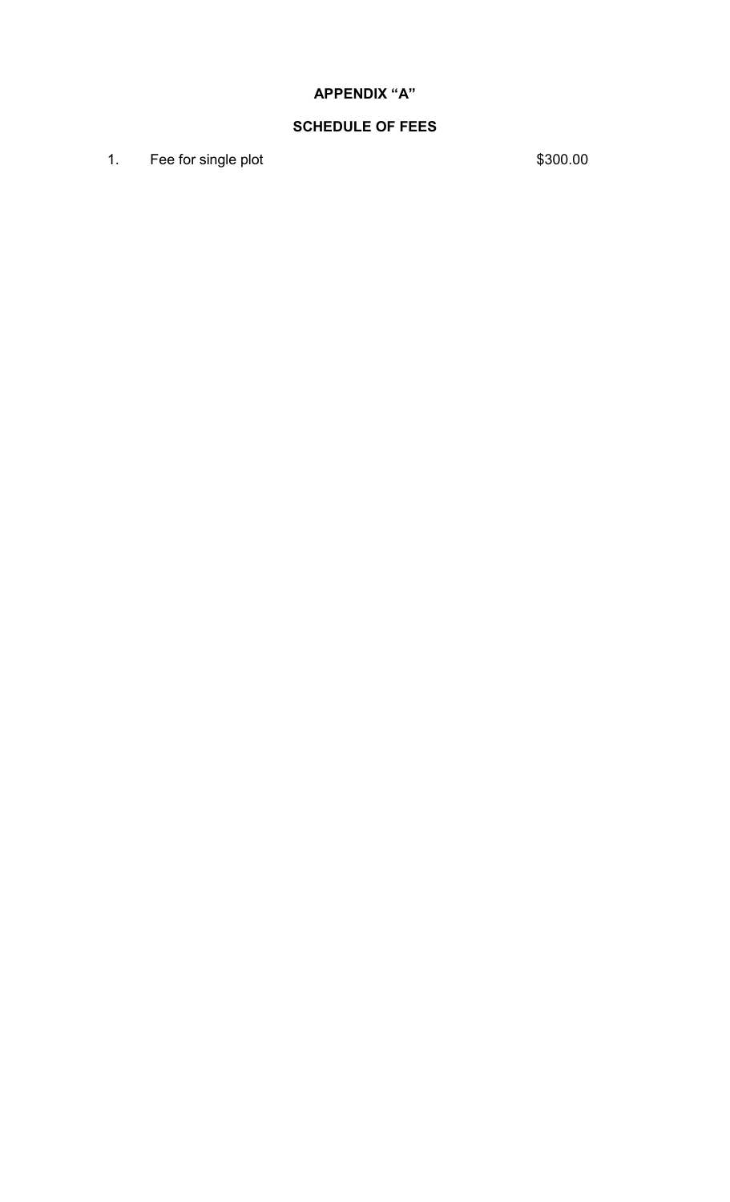# APPENDIX "A"

## SCHEDULE OF FEES

| | | |
|---|---|---|
| 1. | Fee for single plot | $300.00 |